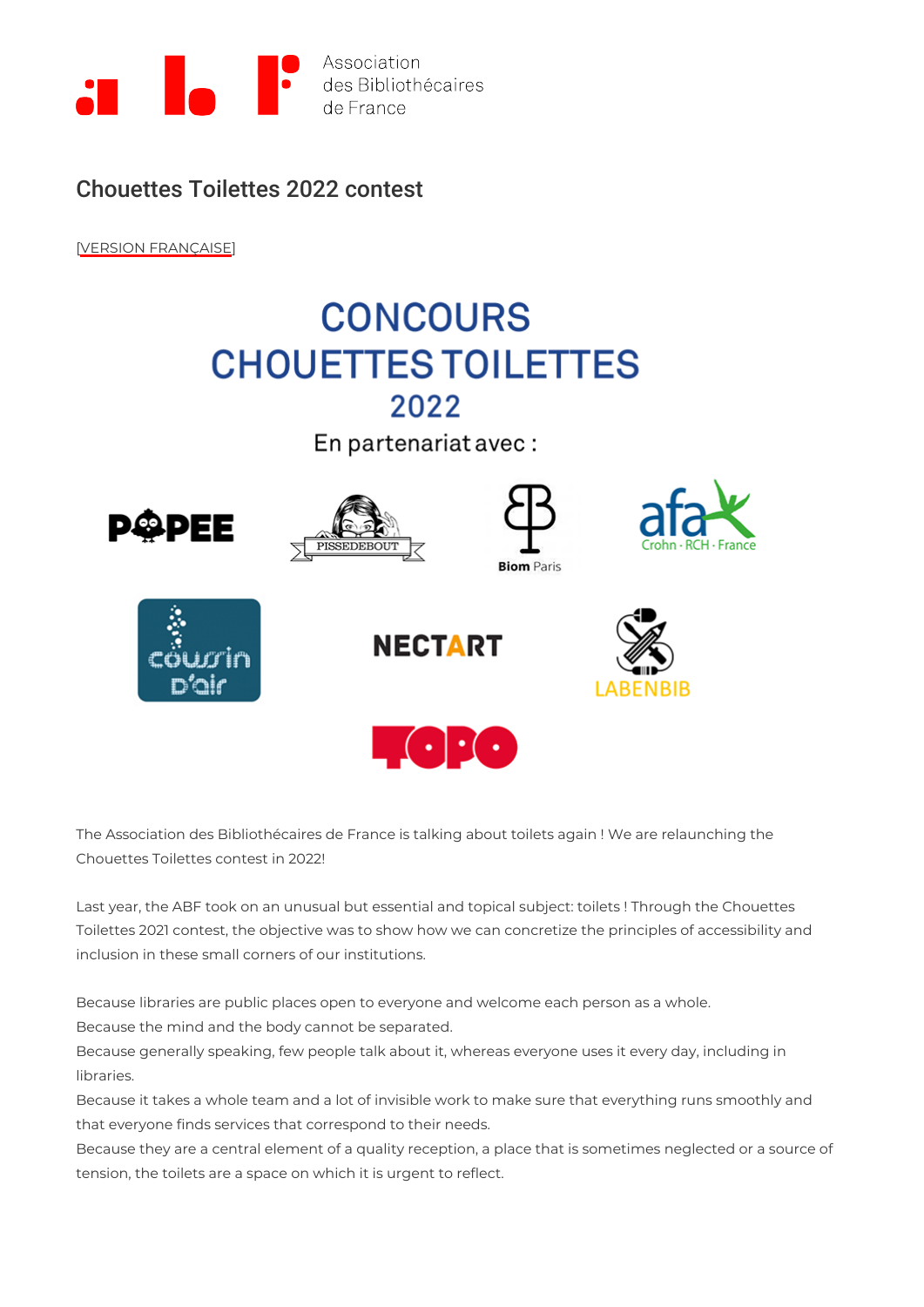Association des Bibliothécaires de France

# Chouettes Toilettes 2022 contest

[VERSION FRANÇAISE]

CONCOURS CHOUETTES TOILETTES 2022

En partenariat avec :

POPEE, PISSEDEBOUT, Biom Paris, afa Crohn · RCH · France, cousin d'air, NECTART, LABENBIB, TOPO

The Association des Bibliothécaires de France is talking about toilets again ! We are relaunching the Chouettes Toilettes contest in 2022!

Last year, the ABF took on an unusual but essential and topical subject: toilets ! Through the Chouettes Toilettes 2021 contest, the objective was to show how we can concretize the principles of accessibility and inclusion in these small corners of our institutions.

Because libraries are public places open to everyone and welcome each person as a whole.
Because the mind and the body cannot be separated.
Because generally speaking, few people talk about it, whereas everyone uses it every day, including in libraries.
Because it takes a whole team and a lot of invisible work to make sure that everything runs smoothly and that everyone finds services that correspond to their needs.
Because they are a central element of a quality reception, a place that is sometimes neglected or a source of tension, the toilets are a space on which it is urgent to reflect.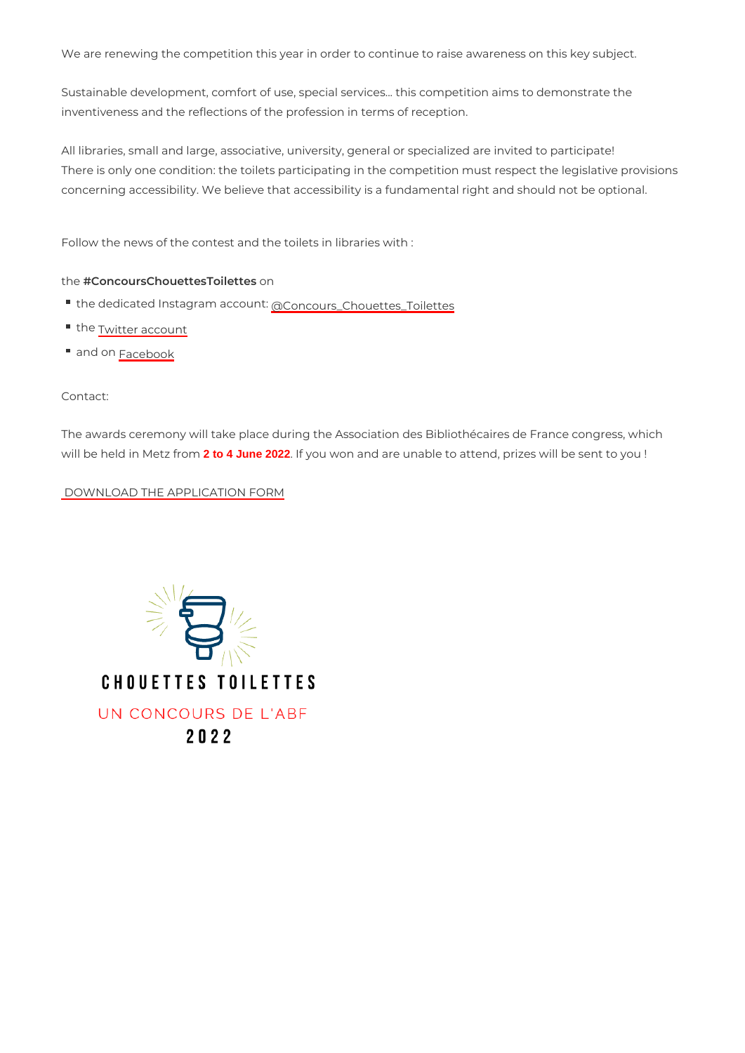We are renewing the competition this year in order to continue to raise awareness on this key subject.

Sustainable development, comfort of use, special services... this competition aims to demonstrate the inventiveness and the reflections of the profession in terms of reception.

All libraries, small and large, associative, university, general or specialized are invited to participate! There is only one condition: the toilets participating in the competition must respect the legislative provisions concerning accessibility. We believe that accessibility is a fundamental right and should not be optional.

Follow the news of the contest and the toilets in libraries with :

the **#ConcoursChouettesToilettes** on

- the dedicated Instagram account: @Concours_Chouettes_Toilettes
- the Twitter account
- and on Facebook

Contact:

The awards ceremony will take place during the Association des Bibliothécaires de France congress, which will be held in Metz from **2 to 4 June 2022**. If you won and are unable to attend, prizes will be sent to you !

DOWNLOAD THE APPLICATION FORM

CHOUETTES TOILETTES

UN CONCOURS DE L'ABF

2022